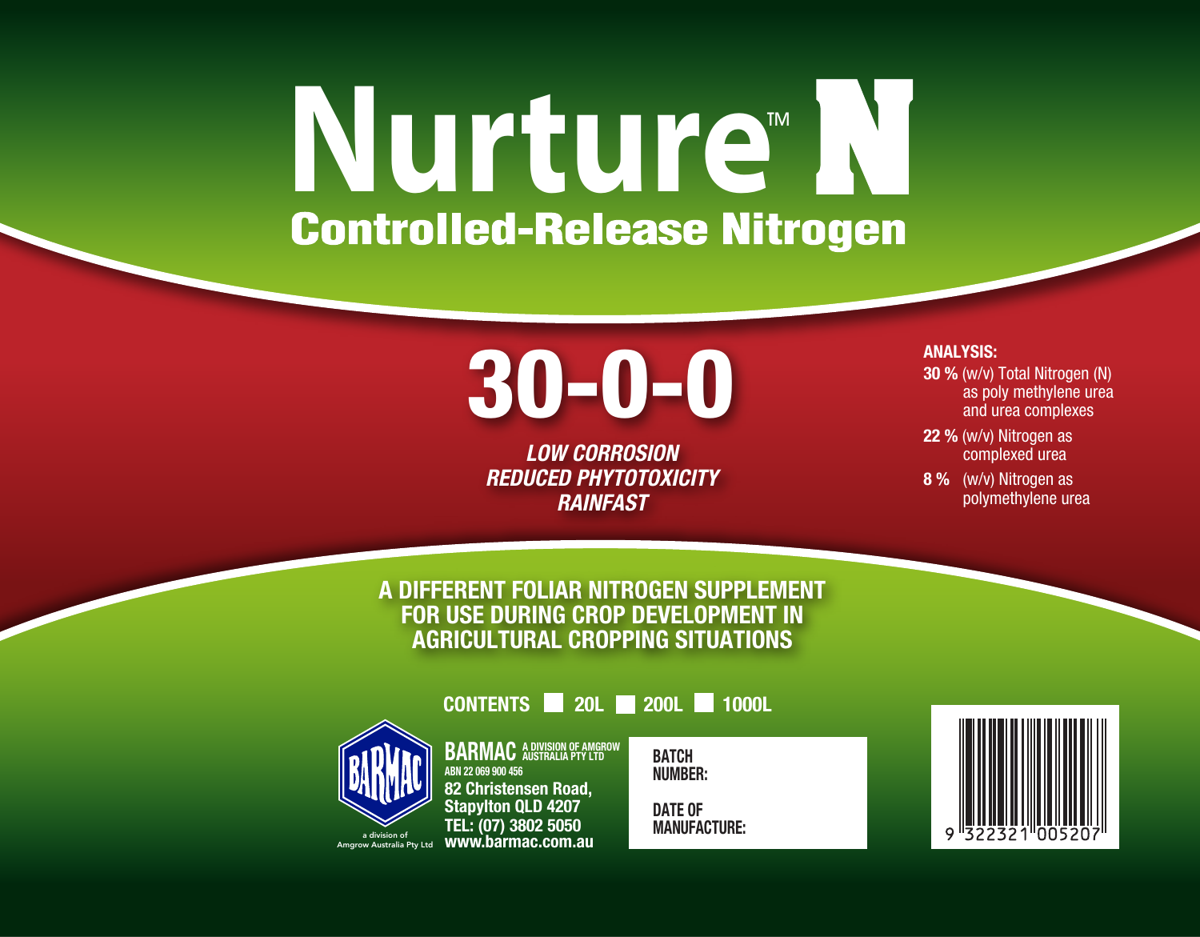# Nurture™ N

## Controlled-Release Nitrogen

# 30-0-0

*LOW CORROSION*
*REDUCED PHYTOTOXICITY*
*RAINFAST*

**ANALYSIS:**

**30 %** (w/v) Total Nitrogen (N) as poly methylene urea and urea complexes

**22 %** (w/v) Nitrogen as complexed urea

**8 %** (w/v) Nitrogen as polymethylene urea

**A DIFFERENT FOLIAR NITROGEN SUPPLEMENT FOR USE DURING CROP DEVELOPMENT IN AGRICULTURAL CROPPING SITUATIONS**

**CONTENTS** ☐ 20L ☐ 200L ☐ 1000L

BARMAC
a division of Amgrow Australia Pty Ltd

**BARMAC** A DIVISION OF AMGROW AUSTRALIA PTY LTD
ABN 22 069 900 456
82 Christensen Road,
Stapylton QLD 4207
TEL: (07) 3802 5050
www.barmac.com.au

BATCH NUMBER:

DATE OF MANUFACTURE:

9 322321 005207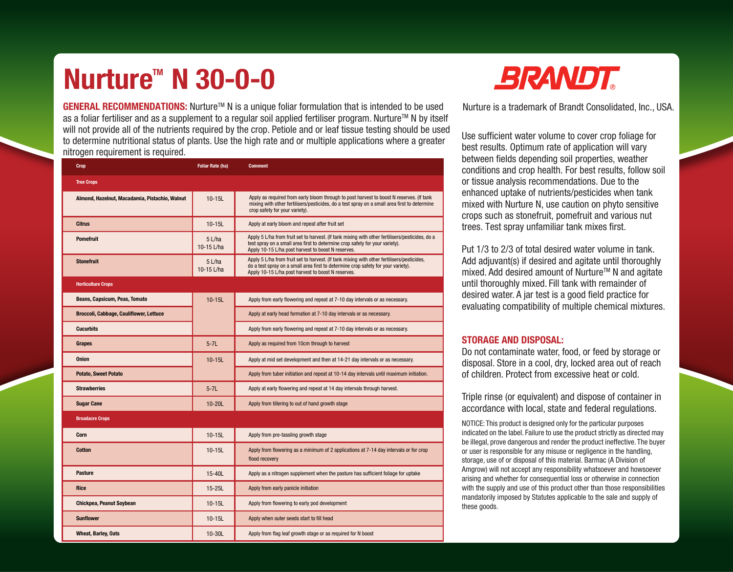# Nurture™ N 30-0-0

**GENERAL RECOMMENDATIONS:** Nurture™ N is a unique foliar formulation that is intended to be used as a foliar fertiliser and as a supplement to a regular soil applied fertiliser program. Nurture™ N by itself will not provide all of the nutrients required by the crop. Petiole and or leaf tissue testing should be used to determine nutritional status of plants. Use the high rate and or multiple applications where a greater nitrogen requirement is required.

| Crop | Foliar Rate (ha) | Comment |
|---|---|---|
| **Tree Crops** | | |
| Almond, Hazelnut, Macadamia, Pistachio, Walnut | 10-15L | Apply as required from early bloom through to post harvest to boost N reserves. (If tank mixing with other fertilisers/pesticides, do a test spray on a small area first to determine crop safety for your variety). |
| Citrus | 10-15L | Apply at early bloom and repeat after fruit set |
| Pomefruit | 5 L/ha<br>10-15 L/ha | Apply 5 L/ha from fruit set to harvest. (If tank mixing with other fertilisers/pesticides, do a test spray on a small area first to determine crop safety for your variety).<br>Apply 10-15 L/ha post harvest to boost N reserves. |
| Stonefruit | 5 L/ha<br>10-15 L/ha | Apply 5 L/ha from fruit set to harvest. (If tank mixing with other fertilisers/pesticides, do a test spray on a small area first to determine crop safety for your variety).<br>Apply 10-15 L/ha post harvest to boost N reserves. |
| **Horticulture Crops** | | |
| Beans, Capsicum, Peas, Tomato | 10-15L | Apply from early flowering and repeat at 7-10 day intervals or as necessary. |
| Broccoli, Cabbage, Cauliflower, Lettuce | | Apply at early head formation at 7-10 day intervals or as necessary. |
| Cucurbits | | Apply from early flowering and repeat at 7-10 day intervals or as necessary. |
| Grapes | 5-7L | Apply as required from 10cm through to harvest |
| Onion | 10-15L | Apply at mid set development and then at 14-21 day intervals or as necessary. |
| Potato, Sweet Potato | | Apply from tuber initiation and repeat at 10-14 day intervals until maximum initiation. |
| Strawberries | 5-7L | Apply at early flowering and repeat at 14 day intervals through harvest. |
| Sugar Cane | 10-20L | Apply from tillering to out of hand growth stage |
| **Broadacre Crops** | | |
| Corn | 10-15L | Apply from pre-tassling growth stage |
| Cotton | 10-15L | Apply from flowering as a minimum of 2 applications at 7-14 day intervals or for crop flood recovery |
| Pasture | 15-40L | Apply as a nitrogen supplement when the pasture has sufficient foliage for uptake |
| Rice | 15-25L | Apply from early panicle initiation |
| Chickpea, Peanut Soybean | 10-15L | Apply from flowering to early pod development |
| Sunflower | 10-15L | Apply when outer seeds start to fill head |
| Wheat, Barley, Oats | 10-30L | Apply from flag leaf growth stage or as required for N boost |

BRANDT®

Nurture is a trademark of Brandt Consolidated, Inc., USA.

Use sufficient water volume to cover crop foliage for best results. Optimum rate of application will vary between fields depending soil properties, weather conditions and crop health. For best results, follow soil or tissue analysis recommendations. Due to the enhanced uptake of nutrients/pesticides when tank mixed with Nurture N, use caution on phyto sensitive crops such as stonefruit, pomefruit and various nut trees. Test spray unfamiliar tank mixes first.

Put 1/3 to 2/3 of total desired water volume in tank. Add adjuvant(s) if desired and agitate until thoroughly mixed. Add desired amount of Nurture™ N and agitate until thoroughly mixed. Fill tank with remainder of desired water. A jar test is a good field practice for evaluating compatibility of multiple chemical mixtures.

## STORAGE AND DISPOSAL:

Do not contaminate water, food, or feed by storage or disposal. Store in a cool, dry, locked area out of reach of children. Protect from excessive heat or cold.

Triple rinse (or equivalent) and dispose of container in accordance with local, state and federal regulations.

NOTICE: This product is designed only for the particular purposes indicated on the label. Failure to use the product strictly as directed may be illegal, prove dangerous and render the product ineffective. The buyer or user is responsible for any misuse or negligence in the handling, storage, use of or disposal of this material. Barmac (A Division of Amgrow) will not accept any responsibility whatsoever and howsoever arising and whether for consequential loss or otherwise in connection with the supply and use of this product other than those responsibilities mandatorily imposed by Statutes applicable to the sale and supply of these goods.